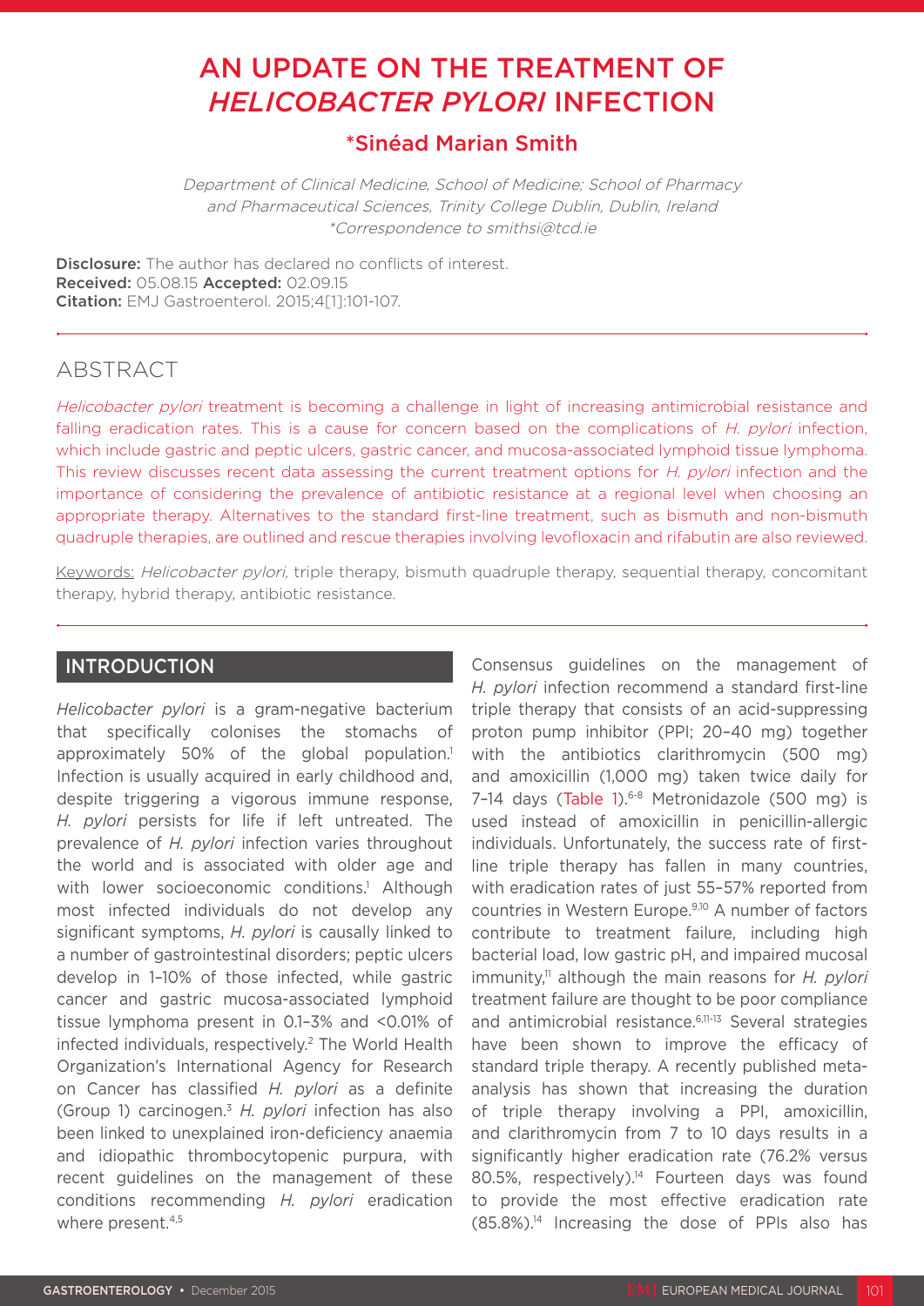# AN UPDATE ON THE TREATMENT OF *HELICOBACTER PYLORI* INFECTION

## *Sinéad Marian Smith

*Department of Clinical Medicine, School of Medicine; School of Pharmacy and Pharmaceutical Sciences, Trinity College Dublin, Dublin, Ireland*
*\*Correspondence to smithsi@tcd.ie*

**Disclosure:** The author has declared no conflicts of interest.
**Received:** 05.08.15 **Accepted:** 02.09.15
**Citation:** EMJ Gastroenterol. 2015;4[1]:101-107.

## ABSTRACT

*Helicobacter pylori* treatment is becoming a challenge in light of increasing antimicrobial resistance and falling eradication rates. This is a cause for concern based on the complications of *H. pylori* infection, which include gastric and peptic ulcers, gastric cancer, and mucosa-associated lymphoid tissue lymphoma. This review discusses recent data assessing the current treatment options for *H. pylori* infection and the importance of considering the prevalence of antibiotic resistance at a regional level when choosing an appropriate therapy. Alternatives to the standard first-line treatment, such as bismuth and non-bismuth quadruple therapies, are outlined and rescue therapies involving levofloxacin and rifabutin are also reviewed.

Keywords: *Helicobacter pylori*, triple therapy, bismuth quadruple therapy, sequential therapy, concomitant therapy, hybrid therapy, antibiotic resistance.

## INTRODUCTION

*Helicobacter pylori* is a gram-negative bacterium that specifically colonises the stomachs of approximately 50% of the global population.[1] Infection is usually acquired in early childhood and, despite triggering a vigorous immune response, *H. pylori* persists for life if left untreated. The prevalence of *H. pylori* infection varies throughout the world and is associated with older age and with lower socioeconomic conditions.[1] Although most infected individuals do not develop any significant symptoms, *H. pylori* is causally linked to a number of gastrointestinal disorders; peptic ulcers develop in 1–10% of those infected, while gastric cancer and gastric mucosa-associated lymphoid tissue lymphoma present in 0.1–3% and <0.01% of infected individuals, respectively.[2] The World Health Organization's International Agency for Research on Cancer has classified *H. pylori* as a definite (Group 1) carcinogen.[3] *H. pylori* infection has also been linked to unexplained iron-deficiency anaemia and idiopathic thrombocytopenic purpura, with recent guidelines on the management of these conditions recommending *H. pylori* eradication where present.[4,5]

Consensus guidelines on the management of *H. pylori* infection recommend a standard first-line triple therapy that consists of an acid-suppressing proton pump inhibitor (PPI; 20–40 mg) together with the antibiotics clarithromycin (500 mg) and amoxicillin (1,000 mg) taken twice daily for 7–14 days (Table 1).[6-8] Metronidazole (500 mg) is used instead of amoxicillin in penicillin-allergic individuals. Unfortunately, the success rate of first-line triple therapy has fallen in many countries, with eradication rates of just 55–57% reported from countries in Western Europe.[9,10] A number of factors contribute to treatment failure, including high bacterial load, low gastric pH, and impaired mucosal immunity,[11] although the main reasons for *H. pylori* treatment failure are thought to be poor compliance and antimicrobial resistance.[6,11-13] Several strategies have been shown to improve the efficacy of standard triple therapy. A recently published meta-analysis has shown that increasing the duration of triple therapy involving a PPI, amoxicillin, and clarithromycin from 7 to 10 days results in a significantly higher eradication rate (76.2% versus 80.5%, respectively).[14] Fourteen days was found to provide the most effective eradication rate (85.8%).[14] Increasing the dose of PPIs also has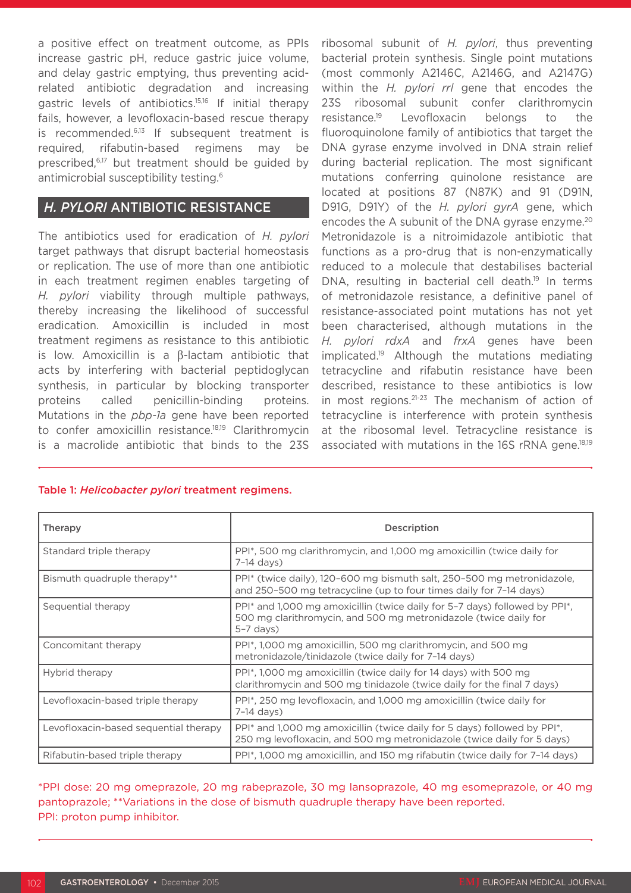a positive effect on treatment outcome, as PPIs increase gastric pH, reduce gastric juice volume, and delay gastric emptying, thus preventing acid-related antibiotic degradation and increasing gastric levels of antibiotics.[15,16] If initial therapy fails, however, a levofloxacin-based rescue therapy is recommended.[6,13] If subsequent treatment is required, rifabutin-based regimens may be prescribed,[6,17] but treatment should be guided by antimicrobial susceptibility testing.[6]

## *H. PYLORI* ANTIBIOTIC RESISTANCE

The antibiotics used for eradication of *H. pylori* target pathways that disrupt bacterial homeostasis or replication. The use of more than one antibiotic in each treatment regimen enables targeting of *H. pylori* viability through multiple pathways, thereby increasing the likelihood of successful eradication. Amoxicillin is included in most treatment regimens as resistance to this antibiotic is low. Amoxicillin is a β-lactam antibiotic that acts by interfering with bacterial peptidoglycan synthesis, in particular by blocking transporter proteins called penicillin-binding proteins. Mutations in the *pbp-1a* gene have been reported to confer amoxicillin resistance.[18,19] Clarithromycin is a macrolide antibiotic that binds to the 23S ribosomal subunit of *H. pylori*, thus preventing bacterial protein synthesis. Single point mutations (most commonly A2146C, A2146G, and A2147G) within the *H. pylori rrl* gene that encodes the 23S ribosomal subunit confer clarithromycin resistance.[19] Levofloxacin belongs to the fluoroquinolone family of antibiotics that target the DNA gyrase enzyme involved in DNA strain relief during bacterial replication. The most significant mutations conferring quinolone resistance are located at positions 87 (N87K) and 91 (D91N, D91G, D91Y) of the *H. pylori gyrA* gene, which encodes the A subunit of the DNA gyrase enzyme.[20] Metronidazole is a nitroimidazole antibiotic that functions as a pro-drug that is non-enzymatically reduced to a molecule that destabilises bacterial DNA, resulting in bacterial cell death.[19] In terms of metronidazole resistance, a definitive panel of resistance-associated point mutations has not yet been characterised, although mutations in the *H. pylori rdxA* and *frxA* genes have been implicated.[19] Although the mutations mediating tetracycline and rifabutin resistance have been described, resistance to these antibiotics is low in most regions.[21-23] The mechanism of action of tetracycline is interference with protein synthesis at the ribosomal level. Tetracycline resistance is associated with mutations in the 16S rRNA gene.[18,19]

**Table 1: *Helicobacter pylori* treatment regimens.**

| Therapy | Description |
|---|---|
| Standard triple therapy | PPI*, 500 mg clarithromycin, and 1,000 mg amoxicillin (twice daily for 7–14 days) |
| Bismuth quadruple therapy** | PPI* (twice daily), 120–600 mg bismuth salt, 250–500 mg metronidazole, and 250–500 mg tetracycline (up to four times daily for 7–14 days) |
| Sequential therapy | PPI* and 1,000 mg amoxicillin (twice daily for 5–7 days) followed by PPI*, 500 mg clarithromycin, and 500 mg metronidazole (twice daily for 5–7 days) |
| Concomitant therapy | PPI*, 1,000 mg amoxicillin, 500 mg clarithromycin, and 500 mg metronidazole/tinidazole (twice daily for 7–14 days) |
| Hybrid therapy | PPI*, 1,000 mg amoxicillin (twice daily for 14 days) with 500 mg clarithromycin and 500 mg tinidazole (twice daily for the final 7 days) |
| Levofloxacin-based triple therapy | PPI*, 250 mg levofloxacin, and 1,000 mg amoxicillin (twice daily for 7–14 days) |
| Levofloxacin-based sequential therapy | PPI* and 1,000 mg amoxicillin (twice daily for 5 days) followed by PPI*, 250 mg levofloxacin, and 500 mg metronidazole (twice daily for 5 days) |
| Rifabutin-based triple therapy | PPI*, 1,000 mg amoxicillin, and 150 mg rifabutin (twice daily for 7–14 days) |

*PPI dose: 20 mg omeprazole, 20 mg rabeprazole, 30 mg lansoprazole, 40 mg esomeprazole, or 40 mg pantoprazole; **Variations in the dose of bismuth quadruple therapy have been reported.
PPI: proton pump inhibitor.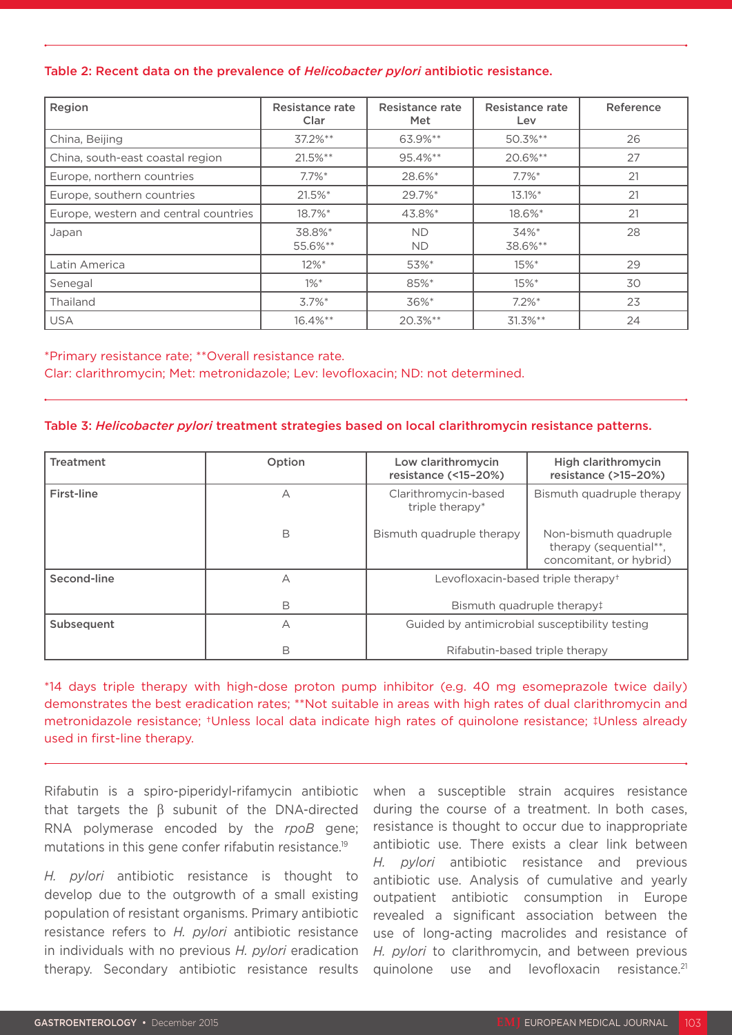Table 2: Recent data on the prevalence of *Helicobacter pylori* antibiotic resistance.

| Region | Resistance rate Clar | Resistance rate Met | Resistance rate Lev | Reference |
|---|---|---|---|---|
| China, Beijing | 37.2%** | 63.9%** | 50.3%** | 26 |
| China, south-east coastal region | 21.5%** | 95.4%** | 20.6%** | 27 |
| Europe, northern countries | 7.7%* | 28.6%* | 7.7%* | 21 |
| Europe, southern countries | 21.5%* | 29.7%* | 13.1%* | 21 |
| Europe, western and central countries | 18.7%* | 43.8%* | 18.6%* | 21 |
| Japan | 38.8%*<br>55.6%** | ND<br>ND | 34%*<br>38.6%** | 28 |
| Latin America | 12%* | 53%* | 15%* | 29 |
| Senegal | 1%* | 85%* | 15%* | 30 |
| Thailand | 3.7%* | 36%* | 7.2%* | 23 |
| USA | 16.4%** | 20.3%** | 31.3%** | 24 |

*Primary resistance rate; **Overall resistance rate.
Clar: clarithromycin; Met: metronidazole; Lev: levofloxacin; ND: not determined.

Table 3: *Helicobacter pylori* treatment strategies based on local clarithromycin resistance patterns.

| Treatment | Option | Low clarithromycin resistance (<15–20%) | High clarithromycin resistance (>15–20%) |
|---|---|---|---|
| First-line | A | Clarithromycin-based triple therapy* | Bismuth quadruple therapy |
| | B | Bismuth quadruple therapy | Non-bismuth quadruple therapy (sequential**, concomitant, or hybrid) |
| Second-line | A | Levofloxacin-based triple therapy† | |
| | B | Bismuth quadruple therapy‡ | |
| Subsequent | A | Guided by antimicrobial susceptibility testing | |
| | B | Rifabutin-based triple therapy | |

*14 days triple therapy with high-dose proton pump inhibitor (e.g. 40 mg esomeprazole twice daily) demonstrates the best eradication rates; **Not suitable in areas with high rates of dual clarithromycin and metronidazole resistance; †Unless local data indicate high rates of quinolone resistance; ‡Unless already used in first-line therapy.

Rifabutin is a spiro-piperidyl-rifamycin antibiotic that targets the β subunit of the DNA-directed RNA polymerase encoded by the *rpoB* gene; mutations in this gene confer rifabutin resistance.[19]

*H. pylori* antibiotic resistance is thought to develop due to the outgrowth of a small existing population of resistant organisms. Primary antibiotic resistance refers to *H. pylori* antibiotic resistance in individuals with no previous *H. pylori* eradication therapy. Secondary antibiotic resistance results when a susceptible strain acquires resistance during the course of a treatment. In both cases, resistance is thought to occur due to inappropriate antibiotic use. There exists a clear link between *H. pylori* antibiotic resistance and previous antibiotic use. Analysis of cumulative and yearly outpatient antibiotic consumption in Europe revealed a significant association between the use of long-acting macrolides and resistance of *H. pylori* to clarithromycin, and between previous quinolone use and levofloxacin resistance.[21]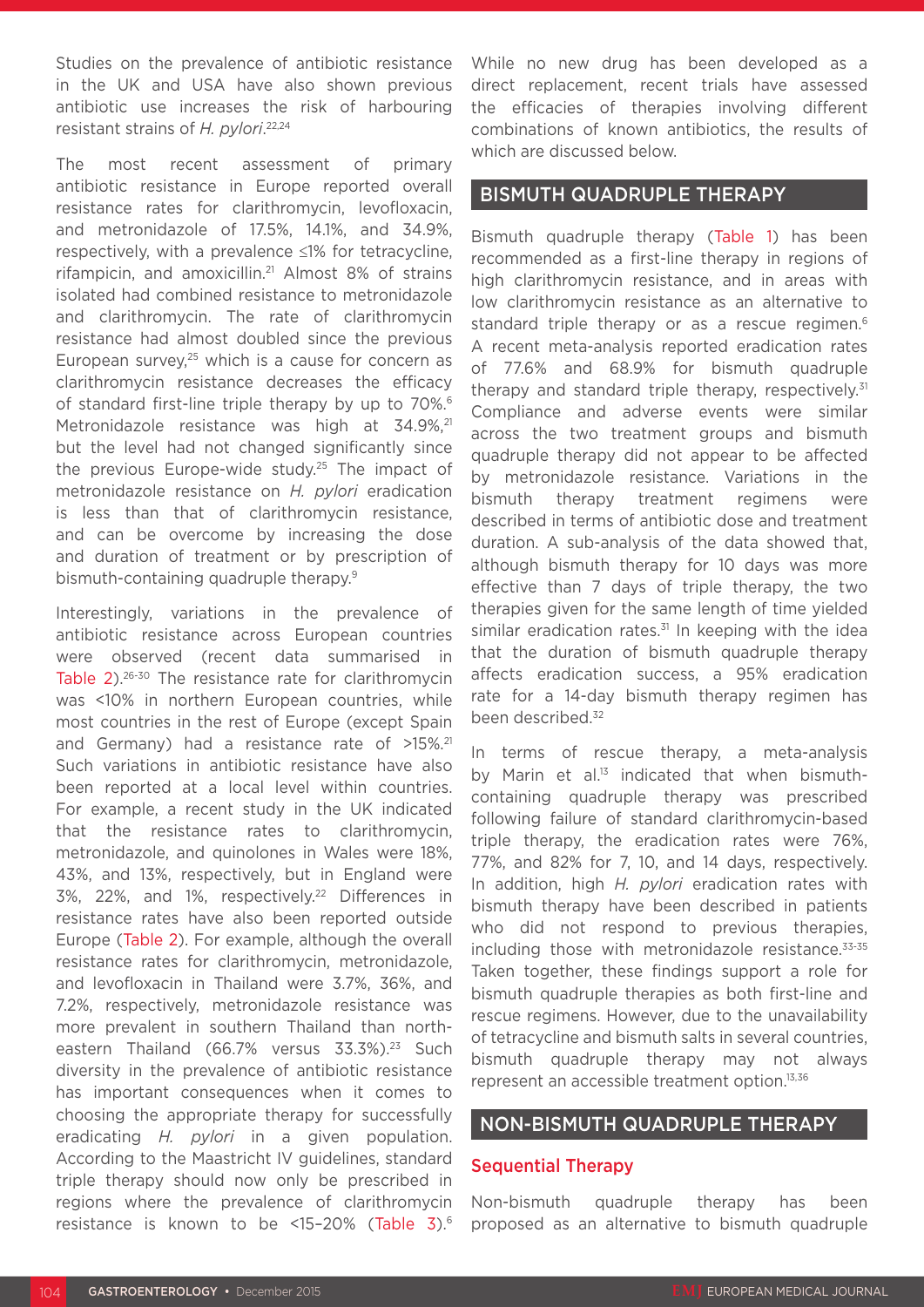Studies on the prevalence of antibiotic resistance in the UK and USA have also shown previous antibiotic use increases the risk of harbouring resistant strains of *H. pylori*.[22,24]

The most recent assessment of primary antibiotic resistance in Europe reported overall resistance rates for clarithromycin, levofloxacin, and metronidazole of 17.5%, 14.1%, and 34.9%, respectively, with a prevalence ≤1% for tetracycline, rifampicin, and amoxicillin.[21] Almost 8% of strains isolated had combined resistance to metronidazole and clarithromycin. The rate of clarithromycin resistance had almost doubled since the previous European survey,[25] which is a cause for concern as clarithromycin resistance decreases the efficacy of standard first-line triple therapy by up to 70%.[6] Metronidazole resistance was high at 34.9%,[21] but the level had not changed significantly since the previous Europe-wide study.[25] The impact of metronidazole resistance on *H. pylori* eradication is less than that of clarithromycin resistance, and can be overcome by increasing the dose and duration of treatment or by prescription of bismuth-containing quadruple therapy.[9]

Interestingly, variations in the prevalence of antibiotic resistance across European countries were observed (recent data summarised in Table 2).[26-30] The resistance rate for clarithromycin was <10% in northern European countries, while most countries in the rest of Europe (except Spain and Germany) had a resistance rate of >15%.[21] Such variations in antibiotic resistance have also been reported at a local level within countries. For example, a recent study in the UK indicated that the resistance rates to clarithromycin, metronidazole, and quinolones in Wales were 18%, 43%, and 13%, respectively, but in England were 3%, 22%, and 1%, respectively.[22] Differences in resistance rates have also been reported outside Europe (Table 2). For example, although the overall resistance rates for clarithromycin, metronidazole, and levofloxacin in Thailand were 3.7%, 36%, and 7.2%, respectively, metronidazole resistance was more prevalent in southern Thailand than north-eastern Thailand (66.7% versus 33.3%).[23] Such diversity in the prevalence of antibiotic resistance has important consequences when it comes to choosing the appropriate therapy for successfully eradicating *H. pylori* in a given population. According to the Maastricht IV guidelines, standard triple therapy should now only be prescribed in regions where the prevalence of clarithromycin resistance is known to be <15–20% (Table 3).[6]

While no new drug has been developed as a direct replacement, recent trials have assessed the efficacies of therapies involving different combinations of known antibiotics, the results of which are discussed below.

## BISMUTH QUADRUPLE THERAPY

Bismuth quadruple therapy (Table 1) has been recommended as a first-line therapy in regions of high clarithromycin resistance, and in areas with low clarithromycin resistance as an alternative to standard triple therapy or as a rescue regimen.[6] A recent meta-analysis reported eradication rates of 77.6% and 68.9% for bismuth quadruple therapy and standard triple therapy, respectively.[31] Compliance and adverse events were similar across the two treatment groups and bismuth quadruple therapy did not appear to be affected by metronidazole resistance. Variations in the bismuth therapy treatment regimens were described in terms of antibiotic dose and treatment duration. A sub-analysis of the data showed that, although bismuth therapy for 10 days was more effective than 7 days of triple therapy, the two therapies given for the same length of time yielded similar eradication rates.[31] In keeping with the idea that the duration of bismuth quadruple therapy affects eradication success, a 95% eradication rate for a 14-day bismuth therapy regimen has been described.[32]

In terms of rescue therapy, a meta-analysis by Marin et al.[13] indicated that when bismuth-containing quadruple therapy was prescribed following failure of standard clarithromycin-based triple therapy, the eradication rates were 76%, 77%, and 82% for 7, 10, and 14 days, respectively. In addition, high *H. pylori* eradication rates with bismuth therapy have been described in patients who did not respond to previous therapies, including those with metronidazole resistance.[33-35] Taken together, these findings support a role for bismuth quadruple therapies as both first-line and rescue regimens. However, due to the unavailability of tetracycline and bismuth salts in several countries, bismuth quadruple therapy may not always represent an accessible treatment option.[13,36]

## NON-BISMUTH QUADRUPLE THERAPY

### Sequential Therapy

Non-bismuth quadruple therapy has been proposed as an alternative to bismuth quadruple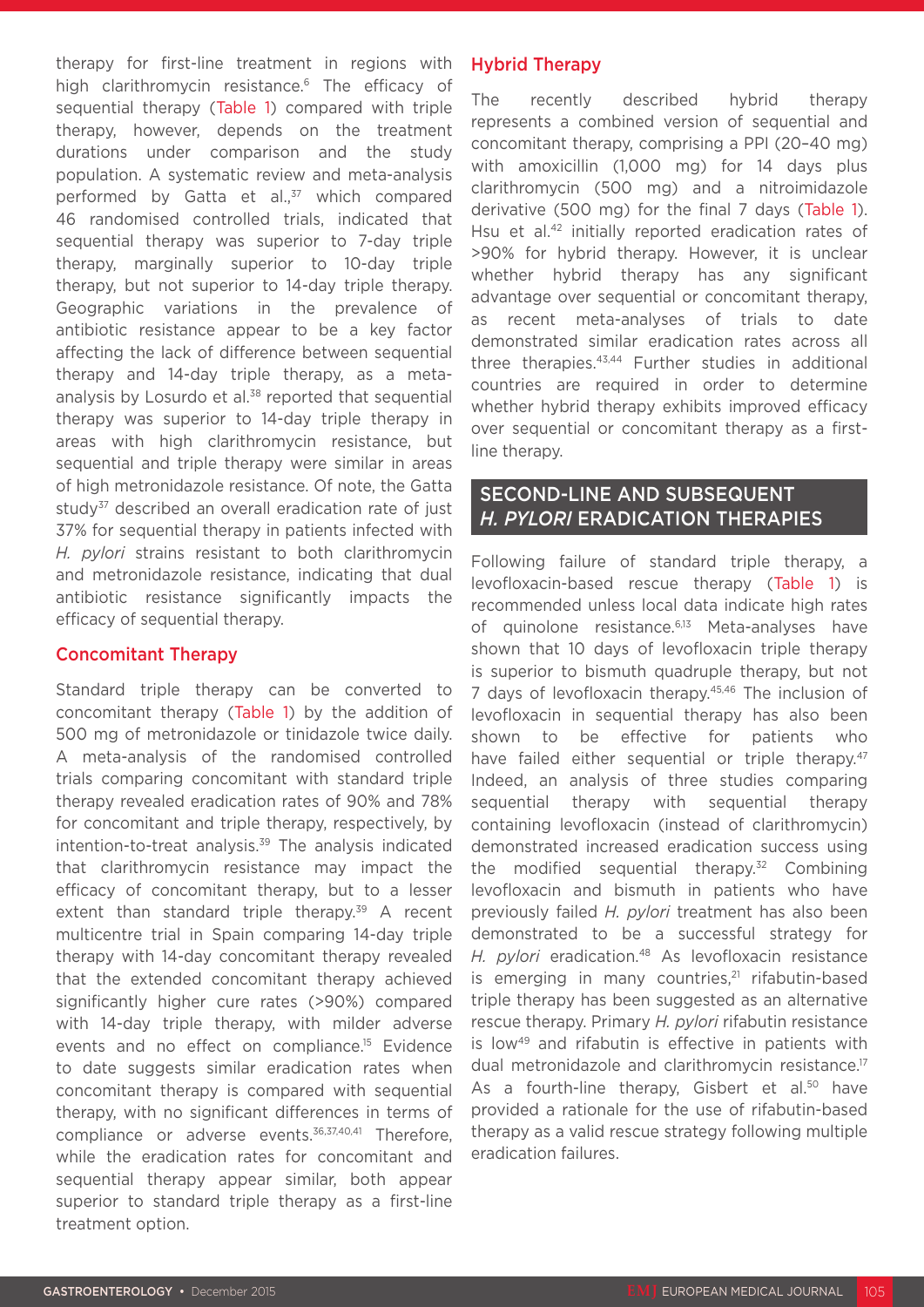therapy for first-line treatment in regions with high clarithromycin resistance.[6] The efficacy of sequential therapy (Table 1) compared with triple therapy, however, depends on the treatment durations under comparison and the study population. A systematic review and meta-analysis performed by Gatta et al.,[37] which compared 46 randomised controlled trials, indicated that sequential therapy was superior to 7-day triple therapy, marginally superior to 10-day triple therapy, but not superior to 14-day triple therapy. Geographic variations in the prevalence of antibiotic resistance appear to be a key factor affecting the lack of difference between sequential therapy and 14-day triple therapy, as a meta-analysis by Losurdo et al.[38] reported that sequential therapy was superior to 14-day triple therapy in areas with high clarithromycin resistance, but sequential and triple therapy were similar in areas of high metronidazole resistance. Of note, the Gatta study[37] described an overall eradication rate of just 37% for sequential therapy in patients infected with *H. pylori* strains resistant to both clarithromycin and metronidazole resistance, indicating that dual antibiotic resistance significantly impacts the efficacy of sequential therapy.

### Concomitant Therapy

Standard triple therapy can be converted to concomitant therapy (Table 1) by the addition of 500 mg of metronidazole or tinidazole twice daily. A meta-analysis of the randomised controlled trials comparing concomitant with standard triple therapy revealed eradication rates of 90% and 78% for concomitant and triple therapy, respectively, by intention-to-treat analysis.[39] The analysis indicated that clarithromycin resistance may impact the efficacy of concomitant therapy, but to a lesser extent than standard triple therapy.[39] A recent multicentre trial in Spain comparing 14-day triple therapy with 14-day concomitant therapy revealed that the extended concomitant therapy achieved significantly higher cure rates (>90%) compared with 14-day triple therapy, with milder adverse events and no effect on compliance.[15] Evidence to date suggests similar eradication rates when concomitant therapy is compared with sequential therapy, with no significant differences in terms of compliance or adverse events.[36,37,40,41] Therefore, while the eradication rates for concomitant and sequential therapy appear similar, both appear superior to standard triple therapy as a first-line treatment option.

### Hybrid Therapy

The recently described hybrid therapy represents a combined version of sequential and concomitant therapy, comprising a PPI (20–40 mg) with amoxicillin (1,000 mg) for 14 days plus clarithromycin (500 mg) and a nitroimidazole derivative (500 mg) for the final 7 days (Table 1). Hsu et al.[42] initially reported eradication rates of >90% for hybrid therapy. However, it is unclear whether hybrid therapy has any significant advantage over sequential or concomitant therapy, as recent meta-analyses of trials to date demonstrated similar eradication rates across all three therapies.[43,44] Further studies in additional countries are required in order to determine whether hybrid therapy exhibits improved efficacy over sequential or concomitant therapy as a first-line therapy.

## SECOND-LINE AND SUBSEQUENT *H. PYLORI* ERADICATION THERAPIES

Following failure of standard triple therapy, a levofloxacin-based rescue therapy (Table 1) is recommended unless local data indicate high rates of quinolone resistance.[6,13] Meta-analyses have shown that 10 days of levofloxacin triple therapy is superior to bismuth quadruple therapy, but not 7 days of levofloxacin therapy.[45,46] The inclusion of levofloxacin in sequential therapy has also been shown to be effective for patients who have failed either sequential or triple therapy.[47] Indeed, an analysis of three studies comparing sequential therapy with sequential therapy containing levofloxacin (instead of clarithromycin) demonstrated increased eradication success using the modified sequential therapy.[32] Combining levofloxacin and bismuth in patients who have previously failed *H. pylori* treatment has also been demonstrated to be a successful strategy for *H. pylori* eradication.[48] As levofloxacin resistance is emerging in many countries,[21] rifabutin-based triple therapy has been suggested as an alternative rescue therapy. Primary *H. pylori* rifabutin resistance is low[49] and rifabutin is effective in patients with dual metronidazole and clarithromycin resistance.[17] As a fourth-line therapy, Gisbert et al.[50] have provided a rationale for the use of rifabutin-based therapy as a valid rescue strategy following multiple eradication failures.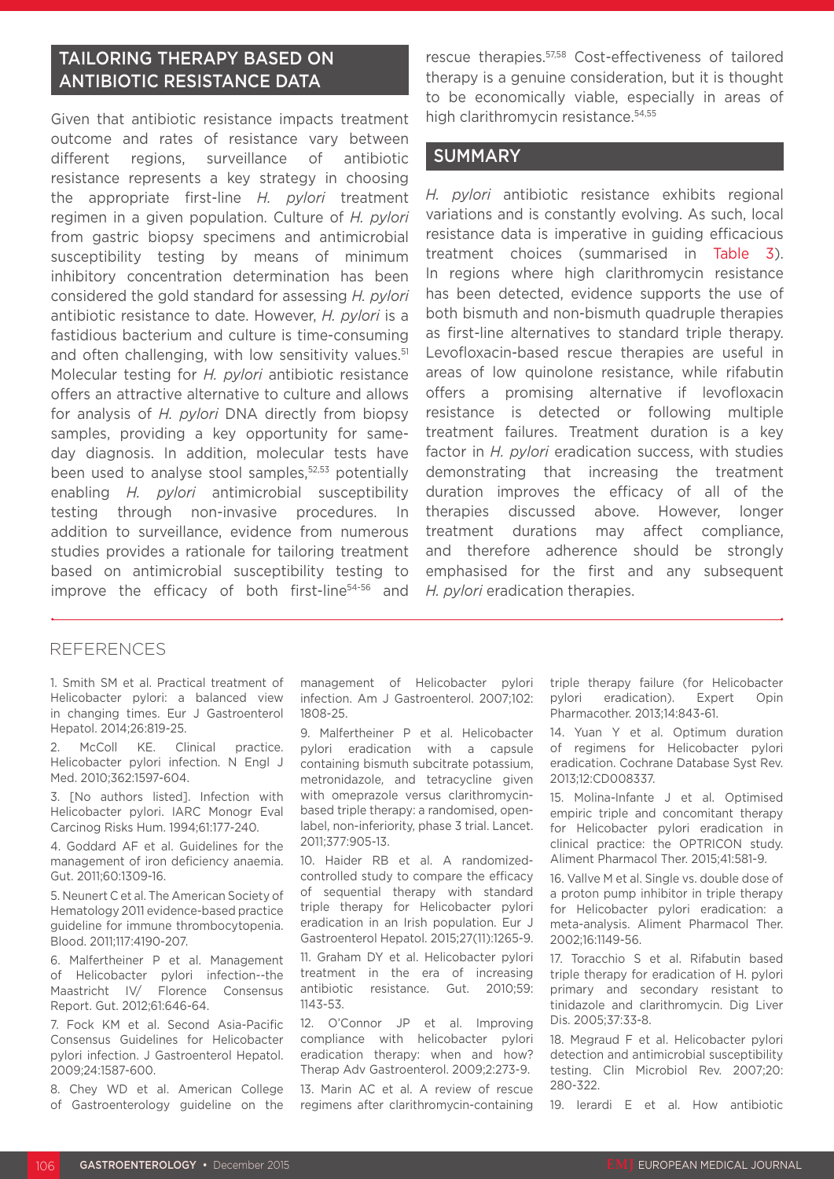## TAILORING THERAPY BASED ON ANTIBIOTIC RESISTANCE DATA

Given that antibiotic resistance impacts treatment outcome and rates of resistance vary between different regions, surveillance of antibiotic resistance represents a key strategy in choosing the appropriate first-line *H. pylori* treatment regimen in a given population. Culture of *H. pylori* from gastric biopsy specimens and antimicrobial susceptibility testing by means of minimum inhibitory concentration determination has been considered the gold standard for assessing *H. pylori* antibiotic resistance to date. However, *H. pylori* is a fastidious bacterium and culture is time-consuming and often challenging, with low sensitivity values.[51] Molecular testing for *H. pylori* antibiotic resistance offers an attractive alternative to culture and allows for analysis of *H. pylori* DNA directly from biopsy samples, providing a key opportunity for same-day diagnosis. In addition, molecular tests have been used to analyse stool samples,[52,53] potentially enabling *H. pylori* antimicrobial susceptibility testing through non-invasive procedures. In addition to surveillance, evidence from numerous studies provides a rationale for tailoring treatment based on antimicrobial susceptibility testing to improve the efficacy of both first-line[54-56] and rescue therapies.[57,58] Cost-effectiveness of tailored therapy is a genuine consideration, but it is thought to be economically viable, especially in areas of high clarithromycin resistance.[54,55]

## SUMMARY

*H. pylori* antibiotic resistance exhibits regional variations and is constantly evolving. As such, local resistance data is imperative in guiding efficacious treatment choices (summarised in Table 3). In regions where high clarithromycin resistance has been detected, evidence supports the use of both bismuth and non-bismuth quadruple therapies as first-line alternatives to standard triple therapy. Levofloxacin-based rescue therapies are useful in areas of low quinolone resistance, while rifabutin offers a promising alternative if levofloxacin resistance is detected or following multiple treatment failures. Treatment duration is a key factor in *H. pylori* eradication success, with studies demonstrating that increasing the treatment duration improves the efficacy of all of the therapies discussed above. However, longer treatment durations may affect compliance, and therefore adherence should be strongly emphasised for the first and any subsequent *H. pylori* eradication therapies.

## REFERENCES

1. Smith SM et al. Practical treatment of Helicobacter pylori: a balanced view in changing times. Eur J Gastroenterol Hepatol. 2014;26:819-25.
2. McColl KE. Clinical practice. Helicobacter pylori infection. N Engl J Med. 2010;362:1597-604.
3. [No authors listed]. Infection with Helicobacter pylori. IARC Monogr Eval Carcinog Risks Hum. 1994;61:177-240.
4. Goddard AF et al. Guidelines for the management of iron deficiency anaemia. Gut. 2011;60:1309-16.
5. Neunert C et al. The American Society of Hematology 2011 evidence-based practice guideline for immune thrombocytopenia. Blood. 2011;117:4190-207.
6. Malfertheiner P et al. Management of Helicobacter pylori infection--the Maastricht IV/ Florence Consensus Report. Gut. 2012;61:646-64.
7. Fock KM et al. Second Asia-Pacific Consensus Guidelines for Helicobacter pylori infection. J Gastroenterol Hepatol. 2009;24:1587-600.
8. Chey WD et al. American College of Gastroenterology guideline on the management of Helicobacter pylori infection. Am J Gastroenterol. 2007;102: 1808-25.
9. Malfertheiner P et al. Helicobacter pylori eradication with a capsule containing bismuth subcitrate potassium, metronidazole, and tetracycline given with omeprazole versus clarithromycin-based triple therapy: a randomised, open-label, non-inferiority, phase 3 trial. Lancet. 2011;377:905-13.
10. Haider RB et al. A randomized-controlled study to compare the efficacy of sequential therapy with standard triple therapy for Helicobacter pylori eradication in an Irish population. Eur J Gastroenterol Hepatol. 2015;27(11):1265-9.
11. Graham DY et al. Helicobacter pylori treatment in the era of increasing antibiotic resistance. Gut. 2010;59: 1143-53.
12. O'Connor JP et al. Improving compliance with helicobacter pylori eradication therapy: when and how? Therap Adv Gastroenterol. 2009;2:273-9.
13. Marin AC et al. A review of rescue regimens after clarithromycin-containing triple therapy failure (for Helicobacter pylori eradication). Expert Opin Pharmacother. 2013;14:843-61.
14. Yuan Y et al. Optimum duration of regimens for Helicobacter pylori eradication. Cochrane Database Syst Rev. 2013;12:CD008337.
15. Molina-Infante J et al. Optimised empiric triple and concomitant therapy for Helicobacter pylori eradication in clinical practice: the OPTRICON study. Aliment Pharmacol Ther. 2015;41:581-9.
16. Vallve M et al. Single vs. double dose of a proton pump inhibitor in triple therapy for Helicobacter pylori eradication: a meta-analysis. Aliment Pharmacol Ther. 2002;16:1149-56.
17. Toracchio S et al. Rifabutin based triple therapy for eradication of H. pylori primary and secondary resistant to tinidazole and clarithromycin. Dig Liver Dis. 2005;37:33-8.
18. Megraud F et al. Helicobacter pylori detection and antimicrobial susceptibility testing. Clin Microbiol Rev. 2007;20: 280-322.
19. Ierardi E et al. How antibiotic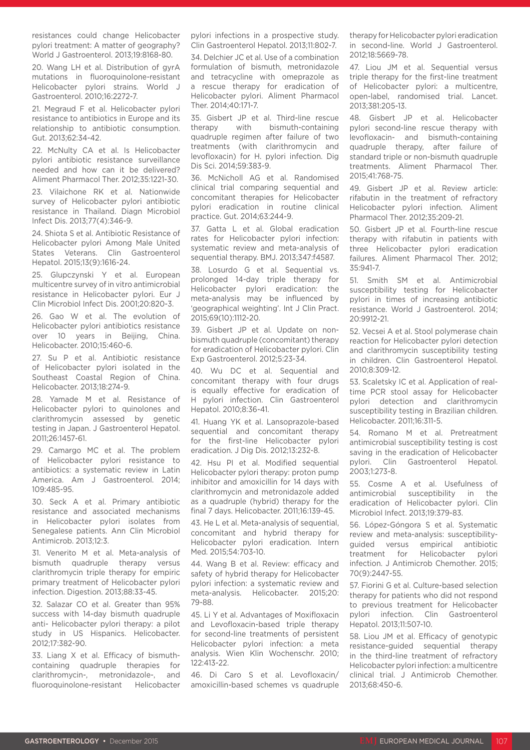resistances could change Helicobacter pylori treatment: A matter of geography? World J Gastroenterol. 2013;19:8168-80.

20. Wang LH et al. Distribution of gyrA mutations in fluoroquinolone-resistant Helicobacter pylori strains. World J Gastroenterol. 2010;16:2272-7.

21. Megraud F et al. Helicobacter pylori resistance to antibiotics in Europe and its relationship to antibiotic consumption. Gut. 2013;62:34-42.

22. McNulty CA et al. Is Helicobacter pylori antibiotic resistance surveillance needed and how can it be delivered? Aliment Pharmacol Ther. 2012;35:1221-30.

23. Vilaichone RK et al. Nationwide survey of Helicobacter pylori antibiotic resistance in Thailand. Diagn Microbiol Infect Dis. 2013;77(4):346-9.

24. Shiota S et al. Antibiotic Resistance of Helicobacter pylori Among Male United States Veterans. Clin Gastroenterol Hepatol. 2015;13(9):1616-24.

25. Glupczynski Y et al. European multicentre survey of in vitro antimicrobial resistance in Helicobacter pylori. Eur J Clin Microbiol Infect Dis. 2001;20:820-3.

26. Gao W et al. The evolution of Helicobacter pylori antibiotics resistance over 10 years in Beijing, China. Helicobacter. 2010;15:460-6.

27. Su P et al. Antibiotic resistance of Helicobacter pylori isolated in the Southeast Coastal Region of China. Helicobacter. 2013;18:274-9.

28. Yamade M et al. Resistance of Helicobacter pylori to quinolones and clarithromycin assessed by genetic testing in Japan. J Gastroenterol Hepatol. 2011;26:1457-61.

29. Camargo MC et al. The problem of Helicobacter pylori resistance to antibiotics: a systematic review in Latin America. Am J Gastroenterol. 2014; 109:485-95.

30. Seck A et al. Primary antibiotic resistance and associated mechanisms in Helicobacter pylori isolates from Senegalese patients. Ann Clin Microbiol Antimicrob. 2013;12:3.

31. Venerito M et al. Meta-analysis of bismuth quadruple therapy versus clarithromycin triple therapy for empiric primary treatment of Helicobacter pylori infection. Digestion. 2013;88:33-45.

32. Salazar CO et al. Greater than 95% success with 14-day bismuth quadruple anti- Helicobacter pylori therapy: a pilot study in US Hispanics. Helicobacter. 2012;17:382-90.

33. Liang X et al. Efficacy of bismuth-containing quadruple therapies for clarithromycin-, metronidazole-, and fluoroquinolone-resistant Helicobacter pylori infections in a prospective study. Clin Gastroenterol Hepatol. 2013;11:802-7.

34. Delchier JC et al. Use of a combination formulation of bismuth, metronidazole and tetracycline with omeprazole as a rescue therapy for eradication of Helicobacter pylori. Aliment Pharmacol Ther. 2014;40:171-7.

35. Gisbert JP et al. Third-line rescue therapy with bismuth-containing quadruple regimen after failure of two treatments (with clarithromycin and levofloxacin) for H. pylori infection. Dig Dis Sci. 2014;59:383-9.

36. McNicholl AG et al. Randomised clinical trial comparing sequential and concomitant therapies for Helicobacter pylori eradication in routine clinical practice. Gut. 2014;63:244-9.

37. Gatta L et al. Global eradication rates for Helicobacter pylori infection: systematic review and meta-analysis of sequential therapy. BMJ. 2013;347:f4587.

38. Losurdo G et al. Sequential vs. prolonged 14-day triple therapy for Helicobacter pylori eradication: the meta-analysis may be influenced by 'geographical weighting'. Int J Clin Pract. 2015;69(10):1112-20.

39. Gisbert JP et al. Update on non-bismuth quadruple (concomitant) therapy for eradication of Helicobacter pylori. Clin Exp Gastroenterol. 2012;5:23-34.

40. Wu DC et al. Sequential and concomitant therapy with four drugs is equally effective for eradication of H pylori infection. Clin Gastroenterol Hepatol. 2010;8:36-41.

41. Huang YK et al. Lansoprazole-based sequential and concomitant therapy for the first-line Helicobacter pylori eradication. J Dig Dis. 2012;13:232-8.

42. Hsu PI et al. Modified sequential Helicobacter pylori therapy: proton pump inhibitor and amoxicillin for 14 days with clarithromycin and metronidazole added as a quadruple (hybrid) therapy for the final 7 days. Helicobacter. 2011;16:139-45.

43. He L et al. Meta-analysis of sequential, concomitant and hybrid therapy for Helicobacter pylori eradication. Intern Med. 2015;54:703-10.

44. Wang B et al. Review: efficacy and safety of hybrid therapy for Helicobacter pylori infection: a systematic review and meta-analysis. Helicobacter. 2015;20: 79-88.

45. Li Y et al. Advantages of Moxifloxacin and Levofloxacin-based triple therapy for second-line treatments of persistent Helicobacter pylori infection: a meta analysis. Wien Klin Wochenschr. 2010; 122:413-22.

46. Di Caro S et al. Levofloxacin/amoxicillin-based schemes vs quadruple therapy for Helicobacter pylori eradication in second-line. World J Gastroenterol. 2012;18:5669-78.

47. Liou JM et al. Sequential versus triple therapy for the first-line treatment of Helicobacter pylori: a multicentre, open-label, randomised trial. Lancet. 2013;381:205-13.

48. Gisbert JP et al. Helicobacter pylori second-line rescue therapy with levofloxacin- and bismuth-containing quadruple therapy, after failure of standard triple or non-bismuth quadruple treatments. Aliment Pharmacol Ther. 2015;41:768-75.

49. Gisbert JP et al. Review article: rifabutin in the treatment of refractory Helicobacter pylori infection. Aliment Pharmacol Ther. 2012;35:209-21.

50. Gisbert JP et al. Fourth-line rescue therapy with rifabutin in patients with three Helicobacter pylori eradication failures. Aliment Pharmacol Ther. 2012; 35:941-7.

51. Smith SM et al. Antimicrobial susceptibility testing for Helicobacter pylori in times of increasing antibiotic resistance. World J Gastroenterol. 2014; 20:9912-21.

52. Vecsei A et al. Stool polymerase chain reaction for Helicobacter pylori detection and clarithromycin susceptibility testing in children. Clin Gastroenterol Hepatol. 2010;8:309-12.

53. Scaletsky IC et al. Application of real-time PCR stool assay for Helicobacter pylori detection and clarithromycin susceptibility testing in Brazilian children. Helicobacter. 2011;16:311-5.

54. Romano M et al. Pretreatment antimicrobial susceptibility testing is cost saving in the eradication of Helicobacter pylori. Clin Gastroenterol Hepatol. 2003;1:273-8.

55. Cosme A et al. Usefulness of antimicrobial susceptibility in the eradication of Helicobacter pylori. Clin Microbiol Infect. 2013;19:379-83.

56. López-Góngora S et al. Systematic review and meta-analysis: susceptibility-guided versus empirical antibiotic treatment for Helicobacter pylori infection. J Antimicrob Chemother. 2015; 70(9):2447-55.

57. Fiorini G et al. Culture-based selection therapy for patients who did not respond to previous treatment for Helicobacter pylori infection. Clin Gastroenterol Hepatol. 2013;11:507-10.

58. Liou JM et al. Efficacy of genotypic resistance-guided sequential therapy in the third-line treatment of refractory Helicobacter pylori infection: a multicentre clinical trial. J Antimicrob Chemother. 2013;68:450-6.